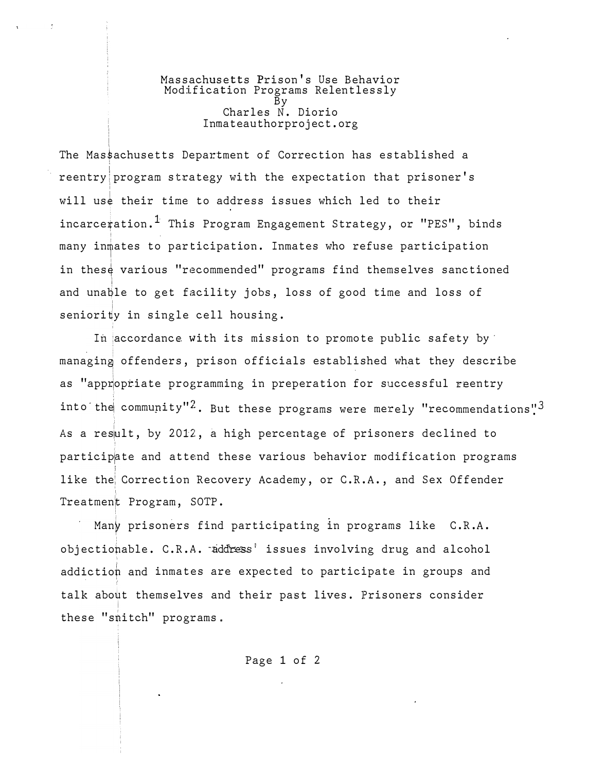# Massachusetts Prison's Use Behavior Modification Programs Relentlessly

By

Charles N. Diorio

Inmateauthorproject.org

The Massachusetts Department of Correction has established a reentry program strategy with the expectation that prisoner's will use their time to address issues which led to their incarceration.[1] This Program Engagement Strategy, or "PES", binds many inmates to participation. Inmates who refuse participation in these various "recommended" programs find themselves sanctioned and unable to get facility jobs, loss of good time and loss of seniority in single cell housing.

In accordance with its mission to promote public safety by managing offenders, prison officials established what they describe as "appropriate programming in preperation for successful reentry into the community"[2]. But these programs were merely "recommendations".[3] As a result, by 2012, a high percentage of prisoners declined to participate and attend these various behavior modification programs like the Correction Recovery Academy, or C.R.A., and Sex Offender Treatment Program, SOTP.

Many prisoners find participating in programs like C.R.A. objectionable. C.R.A. address issues involving drug and alcohol addiction and inmates are expected to participate in groups and talk about themselves and their past lives. Prisoners consider these "snitch" programs.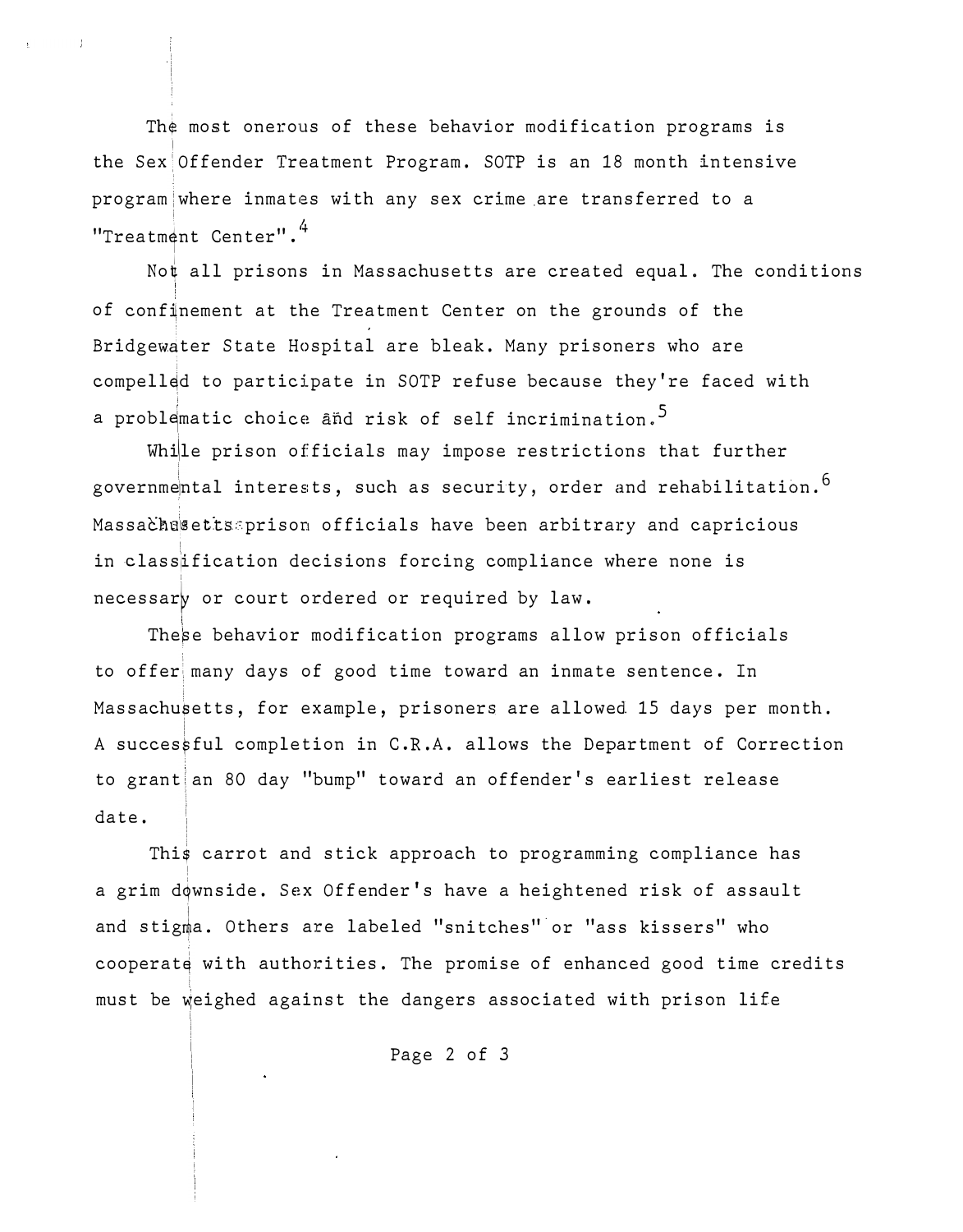The most onerous of these behavior modification programs is the Sex Offender Treatment Program. SOTP is an 18 month intensive program where inmates with any sex crime are transferred to a "Treatment Center".[4]

Not all prisons in Massachusetts are created equal. The conditions of confinement at the Treatment Center on the grounds of the Bridgewater State Hospital are bleak. Many prisoners who are compelled to participate in SOTP refuse because they're faced with a problematic choice and risk of self incrimination.[5]

While prison officials may impose restrictions that further governmental interests, such as security, order and rehabilitation.[6] Massachusetts prison officials have been arbitrary and capricious in classification decisions forcing compliance where none is necessary or court ordered or required by law.

These behavior modification programs allow prison officials to offer many days of good time toward an inmate sentence. In Massachusetts, for example, prisoners are allowed 15 days per month. A successful completion in C.R.A. allows the Department of Correction to grant an 80 day "bump" toward an offender's earliest release date.

This carrot and stick approach to programming compliance has a grim downside. Sex Offender's have a heightened risk of assault and stigma. Others are labeled "snitches" or "ass kissers" who cooperate with authorities. The promise of enhanced good time credits must be weighed against the dangers associated with prison life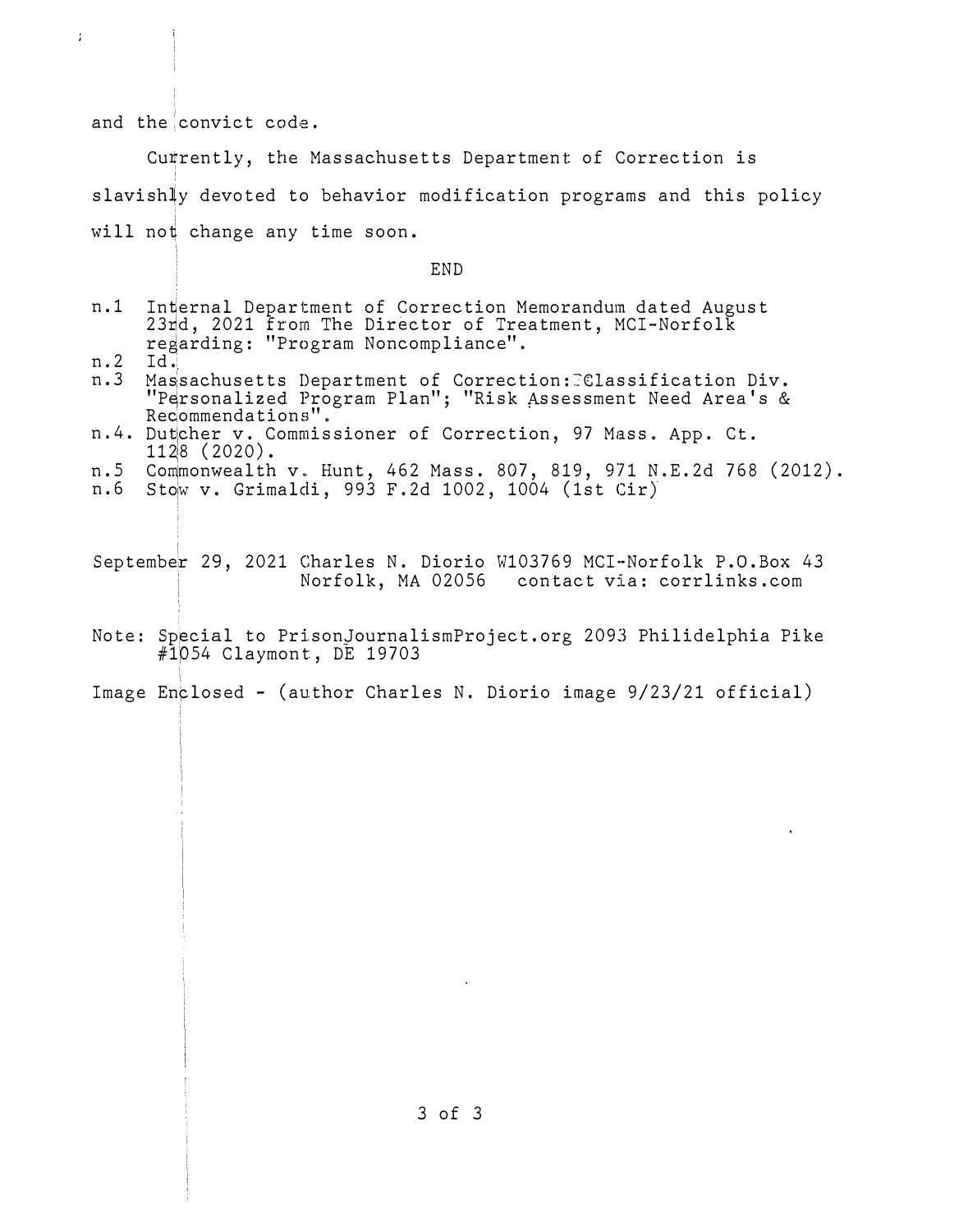and the convict code.

Currently, the Massachusetts Department of Correction is slavishly devoted to behavior modification programs and this policy will not change any time soon.

END

n.1 Internal Department of Correction Memorandum dated August 23rd, 2021 from The Director of Treatment, MCI-Norfolk regarding: "Program Noncompliance".
n.2 Id.
n.3 Massachusetts Department of Correction: Classification Div. "Personalized Program Plan"; "Risk Assessment Need Area's & Recommendations".
n.4. Dutcher v. Commissioner of Correction, 97 Mass. App. Ct. 1128 (2020).
n.5 Commonwealth v. Hunt, 462 Mass. 807, 819, 971 N.E.2d 768 (2012).
n.6 Stow v. Grimaldi, 993 F.2d 1002, 1004 (1st Cir)

September 29, 2021 Charles N. Diorio W103769 MCI-Norfolk P.O.Box 43 Norfolk, MA 02056 contact via: corrlinks.com

Note: Special to PrisonJournalismProject.org 2093 Philidelphia Pike #1054 Claymont, DE 19703

Image Enclosed - (author Charles N. Diorio image 9/23/21 official)